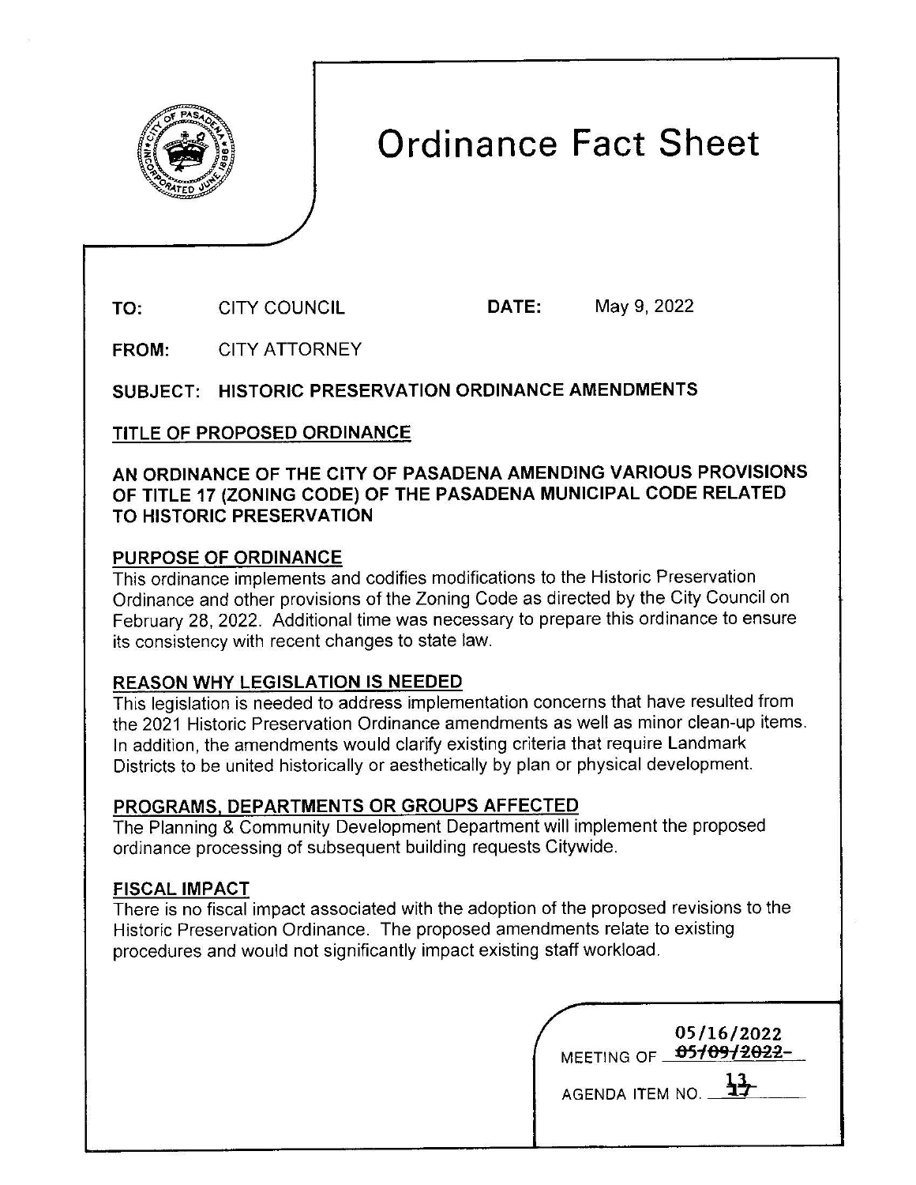# Ordinance Fact Sheet

**TO:** CITY COUNCIL **DATE:** May 9, 2022

**FROM:** CITY ATTORNEY

**SUBJECT: HISTORIC PRESERVATION ORDINANCE AMENDMENTS**

## TITLE OF PROPOSED ORDINANCE

**AN ORDINANCE OF THE CITY OF PASADENA AMENDING VARIOUS PROVISIONS OF TITLE 17 (ZONING CODE) OF THE PASADENA MUNICIPAL CODE RELATED TO HISTORIC PRESERVATION**

## PURPOSE OF ORDINANCE

This ordinance implements and codifies modifications to the Historic Preservation Ordinance and other provisions of the Zoning Code as directed by the City Council on February 28, 2022. Additional time was necessary to prepare this ordinance to ensure its consistency with recent changes to state law.

## REASON WHY LEGISLATION IS NEEDED

This legislation is needed to address implementation concerns that have resulted from the 2021 Historic Preservation Ordinance amendments as well as minor clean-up items. In addition, the amendments would clarify existing criteria that require Landmark Districts to be united historically or aesthetically by plan or physical development.

## PROGRAMS, DEPARTMENTS OR GROUPS AFFECTED

The Planning & Community Development Department will implement the proposed ordinance processing of subsequent building requests Citywide.

## FISCAL IMPACT

There is no fiscal impact associated with the adoption of the proposed revisions to the Historic Preservation Ordinance. The proposed amendments relate to existing procedures and would not significantly impact existing staff workload.

MEETING OF ~~05/09/2022~~ 05/16/2022

AGENDA ITEM NO. ~~17~~ 13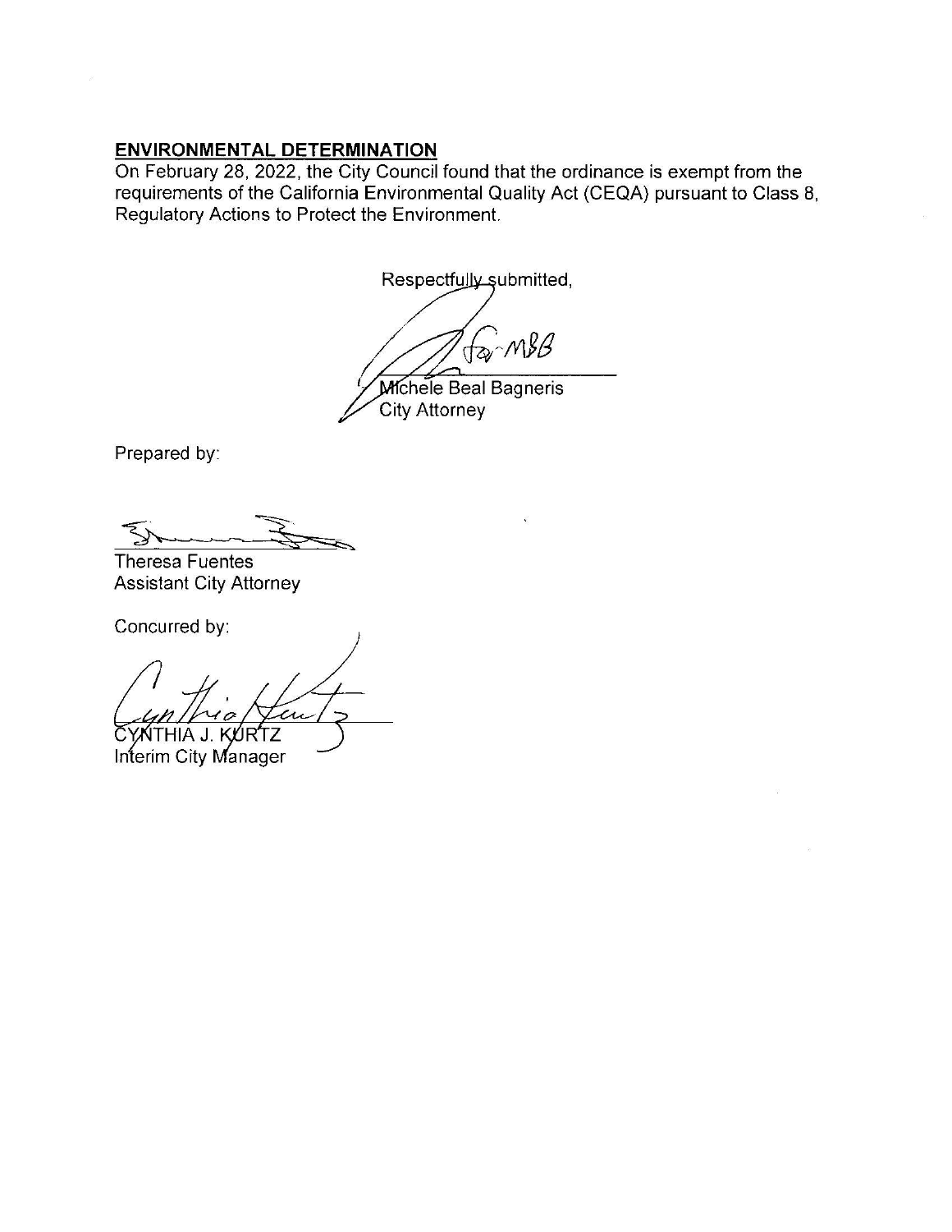**ENVIRONMENTAL DETERMINATION**

On February 28, 2022, the City Council found that the ordinance is exempt from the requirements of the California Environmental Quality Act (CEQA) pursuant to Class 8, Regulatory Actions to Protect the Environment.

Respectfully submitted,

for MBB

Michele Beal Bagneris
City Attorney

Prepared by:

Theresa Fuentes
Assistant City Attorney

Concurred by:

CYNTHIA J. KURTZ
Interim City Manager